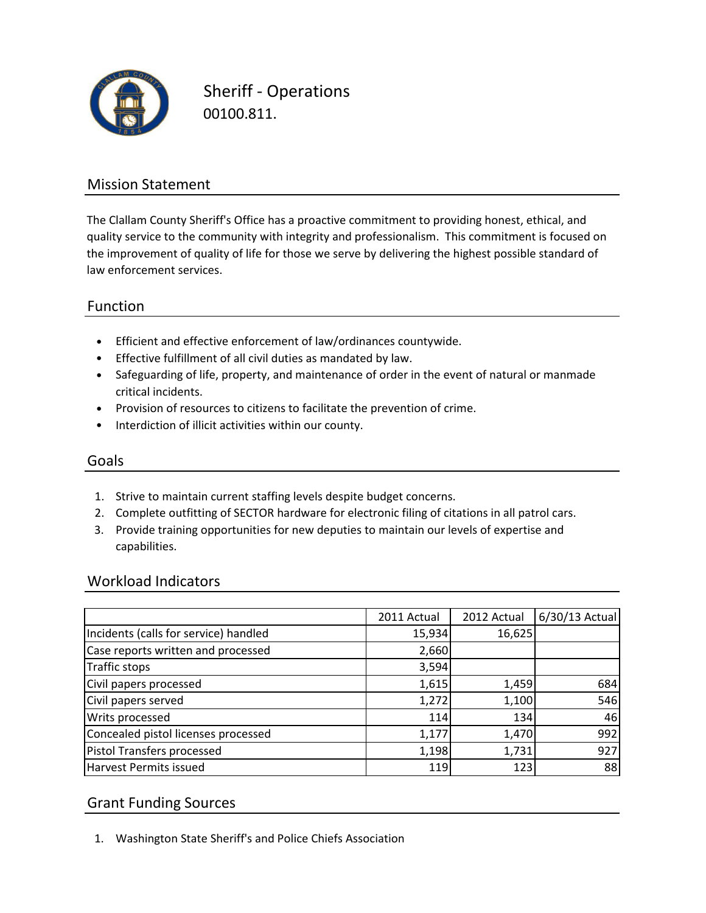# Sheriff - Operations

00100.811.

## Mission Statement

The Clallam County Sheriff's Office has a proactive commitment to providing honest, ethical, and quality service to the community with integrity and professionalism. This commitment is focused on the improvement of quality of life for those we serve by delivering the highest possible standard of law enforcement services.

## Function

- Efficient and effective enforcement of law/ordinances countywide.
- Effective fulfillment of all civil duties as mandated by law.
- Safeguarding of life, property, and maintenance of order in the event of natural or manmade critical incidents.
- Provision of resources to citizens to facilitate the prevention of crime.
- Interdiction of illicit activities within our county.

## Goals

1. Strive to maintain current staffing levels despite budget concerns.
2. Complete outfitting of SECTOR hardware for electronic filing of citations in all patrol cars.
3. Provide training opportunities for new deputies to maintain our levels of expertise and capabilities.

## Workload Indicators

| | 2011 Actual | 2012 Actual | 6/30/13 Actual |
|---|---|---|---|
| Incidents (calls for service) handled | 15,934 | 16,625 | |
| Case reports written and processed | 2,660 | | |
| Traffic stops | 3,594 | | |
| Civil papers processed | 1,615 | 1,459 | 684 |
| Civil papers served | 1,272 | 1,100 | 546 |
| Writs processed | 114 | 134 | 46 |
| Concealed pistol licenses processed | 1,177 | 1,470 | 992 |
| Pistol Transfers processed | 1,198 | 1,731 | 927 |
| Harvest Permits issued | 119 | 123 | 88 |

## Grant Funding Sources

1. Washington State Sheriff's and Police Chiefs Association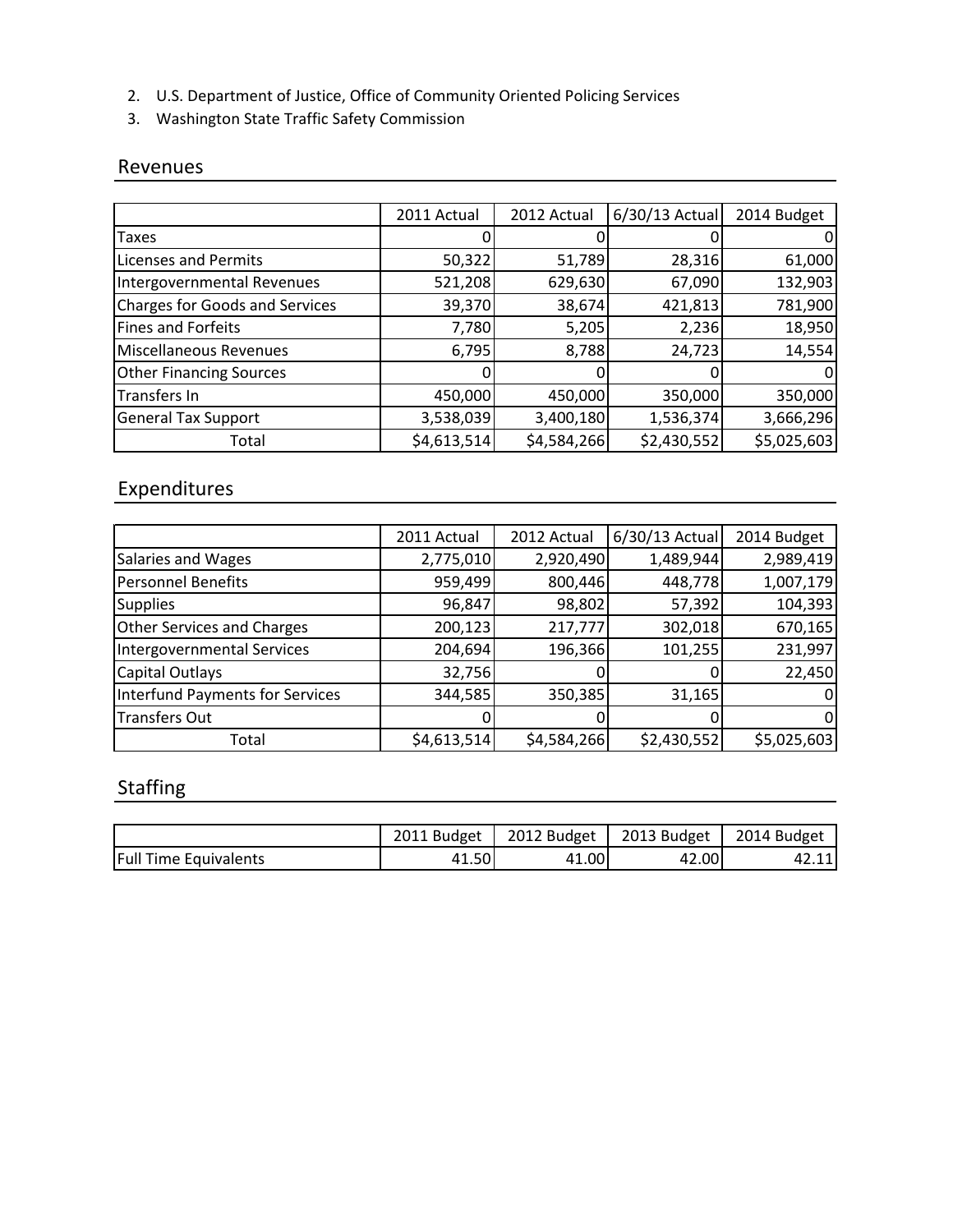2. U.S. Department of Justice, Office of Community Oriented Policing Services
3. Washington State Traffic Safety Commission

## Revenues

| | 2011 Actual | 2012 Actual | 6/30/13 Actual | 2014 Budget |
|---|---|---|---|---|
| Taxes | 0 | 0 | 0 | 0 |
| Licenses and Permits | 50,322 | 51,789 | 28,316 | 61,000 |
| Intergovernmental Revenues | 521,208 | 629,630 | 67,090 | 132,903 |
| Charges for Goods and Services | 39,370 | 38,674 | 421,813 | 781,900 |
| Fines and Forfeits | 7,780 | 5,205 | 2,236 | 18,950 |
| Miscellaneous Revenues | 6,795 | 8,788 | 24,723 | 14,554 |
| Other Financing Sources | 0 | 0 | 0 | 0 |
| Transfers In | 450,000 | 450,000 | 350,000 | 350,000 |
| General Tax Support | 3,538,039 | 3,400,180 | 1,536,374 | 3,666,296 |
| Total | $4,613,514 | $4,584,266 | $2,430,552 | $5,025,603 |

## Expenditures

| | 2011 Actual | 2012 Actual | 6/30/13 Actual | 2014 Budget |
|---|---|---|---|---|
| Salaries and Wages | 2,775,010 | 2,920,490 | 1,489,944 | 2,989,419 |
| Personnel Benefits | 959,499 | 800,446 | 448,778 | 1,007,179 |
| Supplies | 96,847 | 98,802 | 57,392 | 104,393 |
| Other Services and Charges | 200,123 | 217,777 | 302,018 | 670,165 |
| Intergovernmental Services | 204,694 | 196,366 | 101,255 | 231,997 |
| Capital Outlays | 32,756 | 0 | 0 | 22,450 |
| Interfund Payments for Services | 344,585 | 350,385 | 31,165 | 0 |
| Transfers Out | 0 | 0 | 0 | 0 |
| Total | $4,613,514 | $4,584,266 | $2,430,552 | $5,025,603 |

## Staffing

| | 2011 Budget | 2012 Budget | 2013 Budget | 2014 Budget |
|---|---|---|---|---|
| Full Time Equivalents | 41.50 | 41.00 | 42.00 | 42.11 |